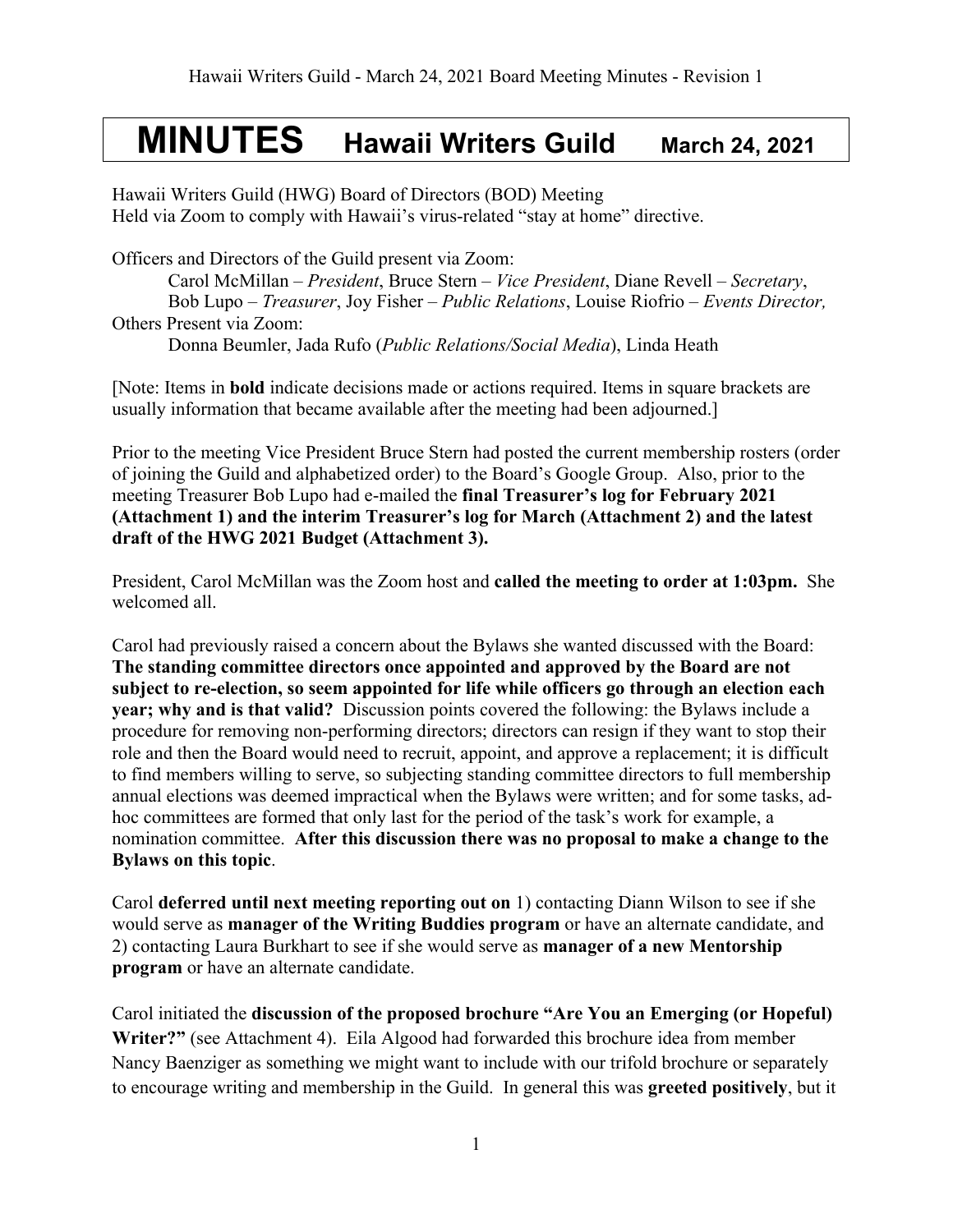# MINUTES Hawaii Writers Guild March 24, 2021

Hawaii Writers Guild (HWG) Board of Directors (BOD) Meeting
Held via Zoom to comply with Hawaii's virus-related "stay at home" directive.

Officers and Directors of the Guild present via Zoom:

Carol McMillan – *President*, Bruce Stern – *Vice President*, Diane Revell – *Secretary*, Bob Lupo – *Treasurer*, Joy Fisher – *Public Relations*, Louise Riofrio – *Events Director,*

Others Present via Zoom:

Donna Beumler, Jada Rufo (*Public Relations/Social Media*), Linda Heath

[Note: Items in **bold** indicate decisions made or actions required. Items in square brackets are usually information that became available after the meeting had been adjourned.]

Prior to the meeting Vice President Bruce Stern had posted the current membership rosters (order of joining the Guild and alphabetized order) to the Board's Google Group. Also, prior to the meeting Treasurer Bob Lupo had e-mailed the **final Treasurer's log for February 2021 (Attachment 1) and the interim Treasurer's log for March (Attachment 2) and the latest draft of the HWG 2021 Budget (Attachment 3).**

President, Carol McMillan was the Zoom host and **called the meeting to order at 1:03pm.** She welcomed all.

Carol had previously raised a concern about the Bylaws she wanted discussed with the Board: **The standing committee directors once appointed and approved by the Board are not subject to re-election, so seem appointed for life while officers go through an election each year; why and is that valid?** Discussion points covered the following: the Bylaws include a procedure for removing non-performing directors; directors can resign if they want to stop their role and then the Board would need to recruit, appoint, and approve a replacement; it is difficult to find members willing to serve, so subjecting standing committee directors to full membership annual elections was deemed impractical when the Bylaws were written; and for some tasks, ad-hoc committees are formed that only last for the period of the task's work for example, a nomination committee. **After this discussion there was no proposal to make a change to the Bylaws on this topic**.

Carol **deferred until next meeting reporting out on** 1) contacting Diann Wilson to see if she would serve as **manager of the Writing Buddies program** or have an alternate candidate, and 2) contacting Laura Burkhart to see if she would serve as **manager of a new Mentorship program** or have an alternate candidate.

Carol initiated the **discussion of the proposed brochure "Are You an Emerging (or Hopeful) Writer?"** (see Attachment 4). Eila Algood had forwarded this brochure idea from member Nancy Baenziger as something we might want to include with our trifold brochure or separately to encourage writing and membership in the Guild. In general this was **greeted positively**, but it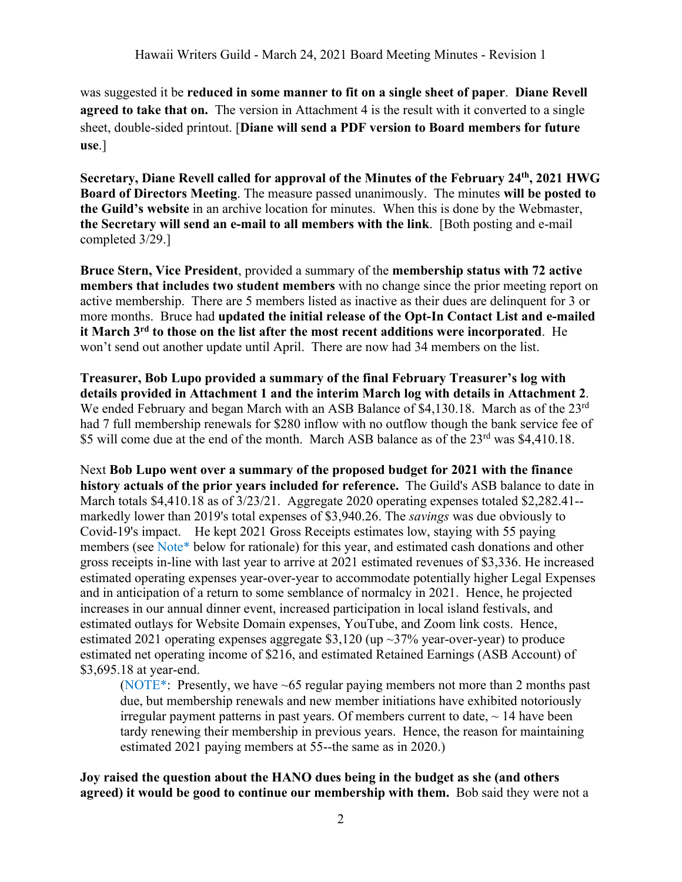was suggested it be **reduced in some manner to fit on a single sheet of paper**. **Diane Revell agreed to take that on.** The version in Attachment 4 is the result with it converted to a single sheet, double-sided printout. [**Diane will send a PDF version to Board members for future use**.]

**Secretary, Diane Revell called for approval of the Minutes of the February 24th, 2021 HWG Board of Directors Meeting**. The measure passed unanimously. The minutes **will be posted to the Guild's website** in an archive location for minutes. When this is done by the Webmaster, **the Secretary will send an e-mail to all members with the link**. [Both posting and e-mail completed 3/29.]

**Bruce Stern, Vice President**, provided a summary of the **membership status with 72 active members that includes two student members** with no change since the prior meeting report on active membership. There are 5 members listed as inactive as their dues are delinquent for 3 or more months. Bruce had **updated the initial release of the Opt-In Contact List and e-mailed it March 3rd to those on the list after the most recent additions were incorporated**. He won't send out another update until April. There are now had 34 members on the list.

**Treasurer, Bob Lupo provided a summary of the final February Treasurer's log with details provided in Attachment 1 and the interim March log with details in Attachment 2**. We ended February and began March with an ASB Balance of $4,130.18. March as of the 23rd had 7 full membership renewals for $280 inflow with no outflow though the bank service fee of $5 will come due at the end of the month. March ASB balance as of the 23rd was $4,410.18.

Next **Bob Lupo went over a summary of the proposed budget for 2021 with the finance history actuals of the prior years included for reference.** The Guild's ASB balance to date in March totals $4,410.18 as of 3/23/21. Aggregate 2020 operating expenses totaled $2,282.41--markedly lower than 2019's total expenses of $3,940.26. The *savings* was due obviously to Covid-19's impact. He kept 2021 Gross Receipts estimates low, staying with 55 paying members (see Note* below for rationale) for this year, and estimated cash donations and other gross receipts in-line with last year to arrive at 2021 estimated revenues of $3,336. He increased estimated operating expenses year-over-year to accommodate potentially higher Legal Expenses and in anticipation of a return to some semblance of normalcy in 2021. Hence, he projected increases in our annual dinner event, increased participation in local island festivals, and estimated outlays for Website Domain expenses, YouTube, and Zoom link costs. Hence, estimated 2021 operating expenses aggregate $3,120 (up ~37% year-over-year) to produce estimated net operating income of $216, and estimated Retained Earnings (ASB Account) of $3,695.18 at year-end.

> (NOTE*: Presently, we have ~65 regular paying members not more than 2 months past due, but membership renewals and new member initiations have exhibited notoriously irregular payment patterns in past years. Of members current to date, ~ 14 have been tardy renewing their membership in previous years. Hence, the reason for maintaining estimated 2021 paying members at 55--the same as in 2020.)

**Joy raised the question about the HANO dues being in the budget as she (and others agreed) it would be good to continue our membership with them.** Bob said they were not a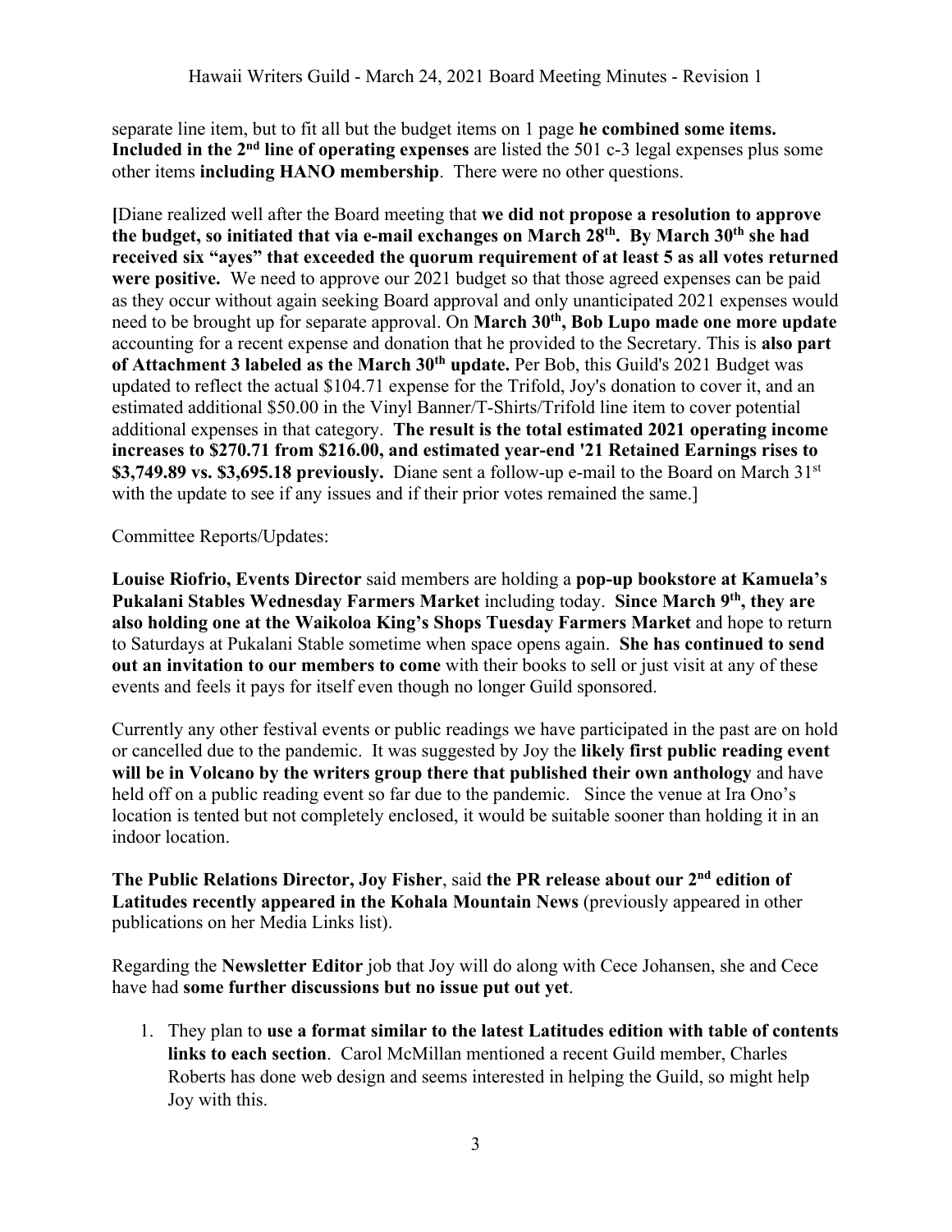separate line item, but to fit all but the budget items on 1 page **he combined some items. Included in the 2nd line of operating expenses** are listed the 501 c-3 legal expenses plus some other items **including HANO membership**. There were no other questions.

**[**Diane realized well after the Board meeting that **we did not propose a resolution to approve the budget, so initiated that via e-mail exchanges on March 28th. By March 30th she had received six "ayes" that exceeded the quorum requirement of at least 5 as all votes returned were positive.** We need to approve our 2021 budget so that those agreed expenses can be paid as they occur without again seeking Board approval and only unanticipated 2021 expenses would need to be brought up for separate approval. On **March 30th, Bob Lupo made one more update** accounting for a recent expense and donation that he provided to the Secretary. This is **also part of Attachment 3 labeled as the March 30th update.** Per Bob, this Guild's 2021 Budget was updated to reflect the actual \$104.71 expense for the Trifold, Joy's donation to cover it, and an estimated additional \$50.00 in the Vinyl Banner/T-Shirts/Trifold line item to cover potential additional expenses in that category. **The result is the total estimated 2021 operating income increases to \$270.71 from \$216.00, and estimated year-end '21 Retained Earnings rises to \$3,749.89 vs. \$3,695.18 previously.** Diane sent a follow-up e-mail to the Board on March 31st with the update to see if any issues and if their prior votes remained the same.]

Committee Reports/Updates:

**Louise Riofrio, Events Director** said members are holding a **pop-up bookstore at Kamuela's Pukalani Stables Wednesday Farmers Market** including today. **Since March 9th, they are also holding one at the Waikoloa King's Shops Tuesday Farmers Market** and hope to return to Saturdays at Pukalani Stable sometime when space opens again. **She has continued to send out an invitation to our members to come** with their books to sell or just visit at any of these events and feels it pays for itself even though no longer Guild sponsored.

Currently any other festival events or public readings we have participated in the past are on hold or cancelled due to the pandemic. It was suggested by Joy the **likely first public reading event will be in Volcano by the writers group there that published their own anthology** and have held off on a public reading event so far due to the pandemic. Since the venue at Ira Ono's location is tented but not completely enclosed, it would be suitable sooner than holding it in an indoor location.

**The Public Relations Director, Joy Fisher**, said **the PR release about our 2nd edition of Latitudes recently appeared in the Kohala Mountain News** (previously appeared in other publications on her Media Links list).

Regarding the **Newsletter Editor** job that Joy will do along with Cece Johansen, she and Cece have had **some further discussions but no issue put out yet**.

1. They plan to **use a format similar to the latest Latitudes edition with table of contents links to each section**. Carol McMillan mentioned a recent Guild member, Charles Roberts has done web design and seems interested in helping the Guild, so might help Joy with this.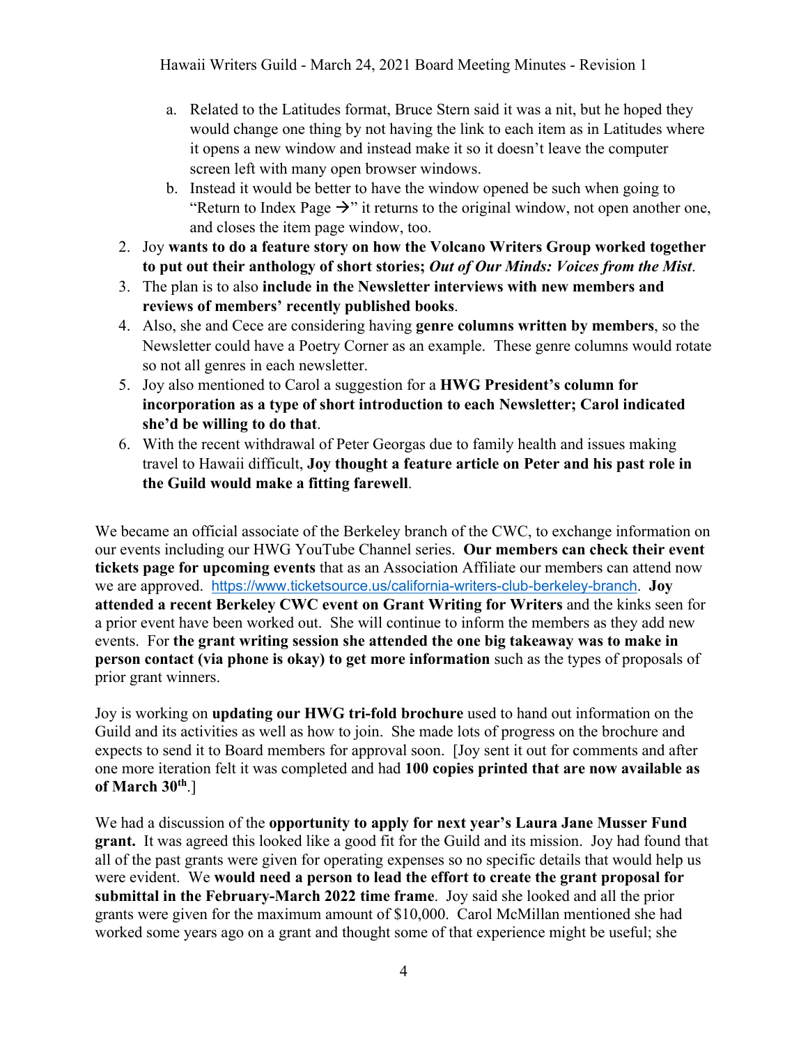a. Related to the Latitudes format, Bruce Stern said it was a nit, but he hoped they would change one thing by not having the link to each item as in Latitudes where it opens a new window and instead make it so it doesn't leave the computer screen left with many open browser windows.
   b. Instead it would be better to have the window opened be such when going to "Return to Index Page →" it returns to the original window, not open another one, and closes the item page window, too.
2. Joy **wants to do a feature story on how the Volcano Writers Group worked together to put out their anthology of short stories; *Out of Our Minds: Voices from the Mist***.
3. The plan is to also **include in the Newsletter interviews with new members and reviews of members' recently published books**.
4. Also, she and Cece are considering having **genre columns written by members**, so the Newsletter could have a Poetry Corner as an example. These genre columns would rotate so not all genres in each newsletter.
5. Joy also mentioned to Carol a suggestion for a **HWG President's column for incorporation as a type of short introduction to each Newsletter; Carol indicated she'd be willing to do that**.
6. With the recent withdrawal of Peter Georgas due to family health and issues making travel to Hawaii difficult, **Joy thought a feature article on Peter and his past role in the Guild would make a fitting farewell**.

We became an official associate of the Berkeley branch of the CWC, to exchange information on our events including our HWG YouTube Channel series. **Our members can check their event tickets page for upcoming events** that as an Association Affiliate our members can attend now we are approved. https://www.ticketsource.us/california-writers-club-berkeley-branch. **Joy attended a recent Berkeley CWC event on Grant Writing for Writers** and the kinks seen for a prior event have been worked out. She will continue to inform the members as they add new events. For **the grant writing session she attended the one big takeaway was to make in person contact (via phone is okay) to get more information** such as the types of proposals of prior grant winners.

Joy is working on **updating our HWG tri-fold brochure** used to hand out information on the Guild and its activities as well as how to join. She made lots of progress on the brochure and expects to send it to Board members for approval soon. [Joy sent it out for comments and after one more iteration felt it was completed and had **100 copies printed that are now available as of March 30th**.]

We had a discussion of the **opportunity to apply for next year's Laura Jane Musser Fund grant.** It was agreed this looked like a good fit for the Guild and its mission. Joy had found that all of the past grants were given for operating expenses so no specific details that would help us were evident. We **would need a person to lead the effort to create the grant proposal for submittal in the February-March 2022 time frame**. Joy said she looked and all the prior grants were given for the maximum amount of $10,000. Carol McMillan mentioned she had worked some years ago on a grant and thought some of that experience might be useful; she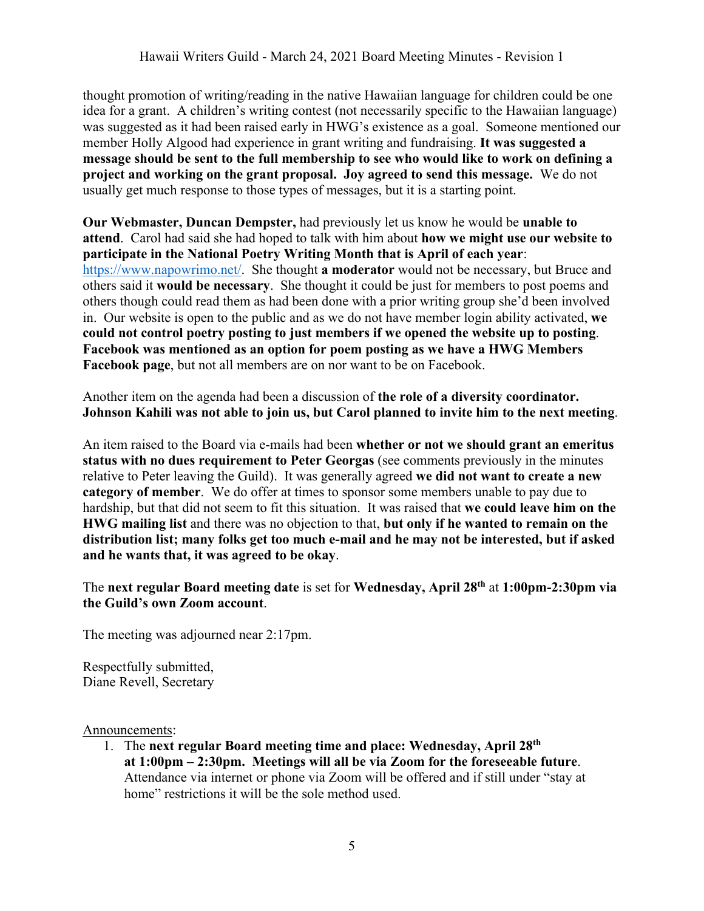thought promotion of writing/reading in the native Hawaiian language for children could be one idea for a grant. A children's writing contest (not necessarily specific to the Hawaiian language) was suggested as it had been raised early in HWG's existence as a goal. Someone mentioned our member Holly Algood had experience in grant writing and fundraising. **It was suggested a message should be sent to the full membership to see who would like to work on defining a project and working on the grant proposal. Joy agreed to send this message.** We do not usually get much response to those types of messages, but it is a starting point.

**Our Webmaster, Duncan Dempster,** had previously let us know he would be **unable to attend**. Carol had said she had hoped to talk with him about **how we might use our website to participate in the National Poetry Writing Month that is April of each year**: https://www.napowrimo.net/. She thought **a moderator** would not be necessary, but Bruce and others said it **would be necessary**. She thought it could be just for members to post poems and others though could read them as had been done with a prior writing group she'd been involved in. Our website is open to the public and as we do not have member login ability activated, **we could not control poetry posting to just members if we opened the website up to posting**. **Facebook was mentioned as an option for poem posting as we have a HWG Members Facebook page**, but not all members are on nor want to be on Facebook.

Another item on the agenda had been a discussion of **the role of a diversity coordinator. Johnson Kahili was not able to join us, but Carol planned to invite him to the next meeting**.

An item raised to the Board via e-mails had been **whether or not we should grant an emeritus status with no dues requirement to Peter Georgas** (see comments previously in the minutes relative to Peter leaving the Guild). It was generally agreed **we did not want to create a new category of member**. We do offer at times to sponsor some members unable to pay due to hardship, but that did not seem to fit this situation. It was raised that **we could leave him on the HWG mailing list** and there was no objection to that, **but only if he wanted to remain on the distribution list; many folks get too much e-mail and he may not be interested, but if asked and he wants that, it was agreed to be okay**.

The **next regular Board meeting date** is set for **Wednesday, April 28th** at **1:00pm-2:30pm via the Guild's own Zoom account**.

The meeting was adjourned near 2:17pm.

Respectfully submitted,
Diane Revell, Secretary

Announcements:

1. The **next regular Board meeting time and place: Wednesday, April 28th at 1:00pm – 2:30pm. Meetings will all be via Zoom for the foreseeable future**. Attendance via internet or phone via Zoom will be offered and if still under "stay at home" restrictions it will be the sole method used.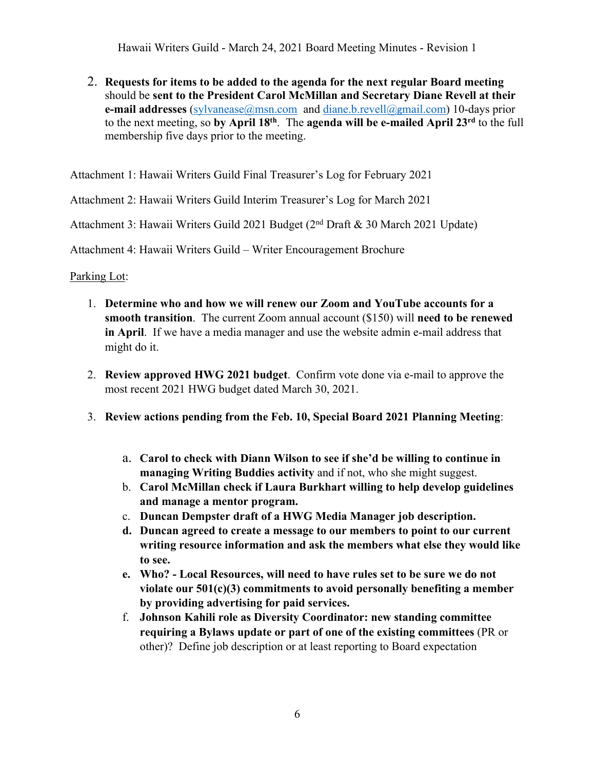2. **Requests for items to be added to the agenda for the next regular Board meeting** should be **sent to the President Carol McMillan and Secretary Diane Revell at their e-mail addresses** (sylvanease@msn.com and diane.b.revell@gmail.com) 10-days prior to the next meeting, so **by April 18th**. The **agenda will be e-mailed April 23rd** to the full membership five days prior to the meeting.

Attachment 1: Hawaii Writers Guild Final Treasurer's Log for February 2021

Attachment 2: Hawaii Writers Guild Interim Treasurer's Log for March 2021

Attachment 3: Hawaii Writers Guild 2021 Budget (2nd Draft & 30 March 2021 Update)

Attachment 4: Hawaii Writers Guild – Writer Encouragement Brochure

Parking Lot:

1. **Determine who and how we will renew our Zoom and YouTube accounts for a smooth transition**. The current Zoom annual account ($150) will **need to be renewed in April**. If we have a media manager and use the website admin e-mail address that might do it.

2. **Review approved HWG 2021 budget**. Confirm vote done via e-mail to approve the most recent 2021 HWG budget dated March 30, 2021.

3. **Review actions pending from the Feb. 10, Special Board 2021 Planning Meeting**:

   a. **Carol to check with Diann Wilson to see if she'd be willing to continue in managing Writing Buddies activity** and if not, who she might suggest.
   b. **Carol McMillan check if Laura Burkhart willing to help develop guidelines and manage a mentor program.**
   c. **Duncan Dempster draft of a HWG Media Manager job description.**
   d. **Duncan agreed to create a message to our members to point to our current writing resource information and ask the members what else they would like to see.**
   e. **Who? - Local Resources, will need to have rules set to be sure we do not violate our 501(c)(3) commitments to avoid personally benefiting a member by providing advertising for paid services.**
   f. **Johnson Kahili role as Diversity Coordinator: new standing committee requiring a Bylaws update or part of one of the existing committees** (PR or other)? Define job description or at least reporting to Board expectation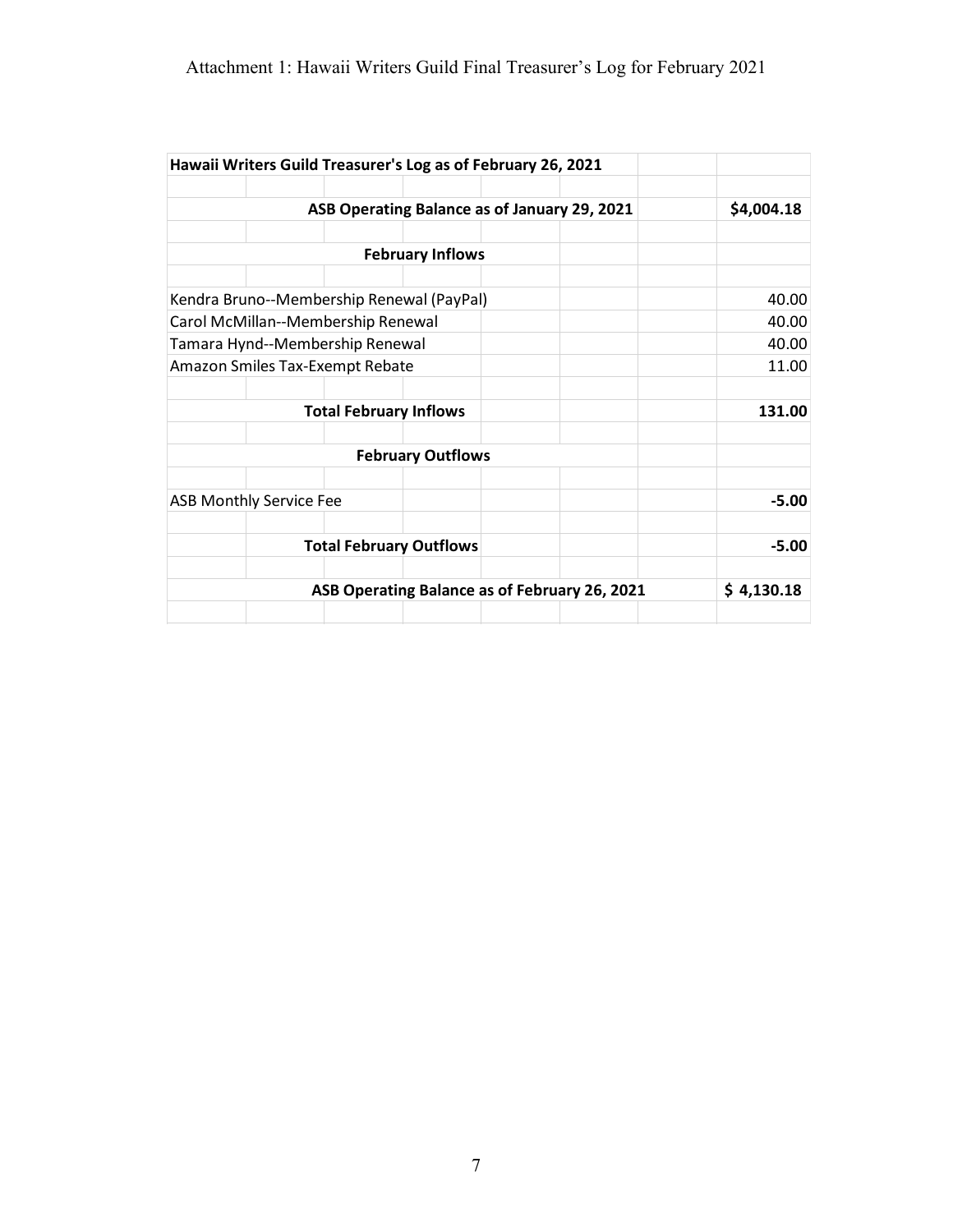Attachment 1: Hawaii Writers Guild Final Treasurer's Log for February 2021

| **Hawaii Writers Guild Treasurer's Log as of February 26, 2021** | |
|---|---|
| **ASB Operating Balance as of January 29, 2021** | **$4,004.18** |
| **February Inflows** | |
| Kendra Bruno--Membership Renewal (PayPal) | 40.00 |
| Carol McMillan--Membership Renewal | 40.00 |
| Tamara Hynd--Membership Renewal | 40.00 |
| Amazon Smiles Tax-Exempt Rebate | 11.00 |
| **Total February Inflows** | **131.00** |
| **February Outflows** | |
| ASB Monthly Service Fee | **-5.00** |
| **Total February Outflows** | **-5.00** |
| **ASB Operating Balance as of February 26, 2021** | **$ 4,130.18** |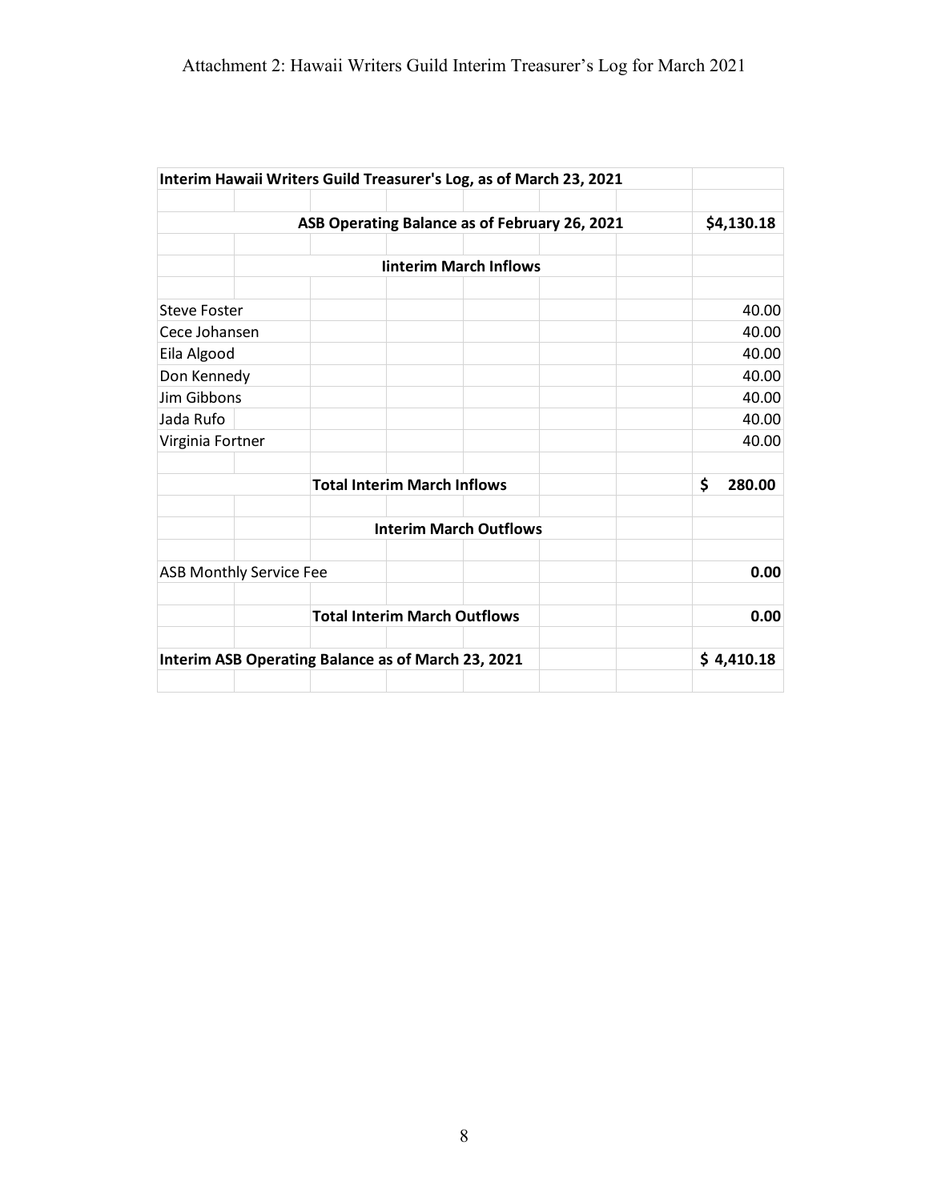Attachment 2: Hawaii Writers Guild Interim Treasurer's Log for March 2021

| **Interim Hawaii Writers Guild Treasurer's Log, as of March 23, 2021** | |
|---|---|
| | |
| **ASB Operating Balance as of February 26, 2021** | **$4,130.18** |
| | |
| **Iinterim March Inflows** | |
| | |
| Steve Foster | 40.00 |
| Cece Johansen | 40.00 |
| Eila Algood | 40.00 |
| Don Kennedy | 40.00 |
| Jim Gibbons | 40.00 |
| Jada Rufo | 40.00 |
| Virginia Fortner | 40.00 |
| | |
| **Total Interim March Inflows** | **$ 280.00** |
| | |
| **Interim March Outflows** | |
| | |
| ASB Monthly Service Fee | **0.00** |
| | |
| **Total Interim March Outflows** | **0.00** |
| | |
| **Interim ASB Operating Balance as of March 23, 2021** | **$ 4,410.18** |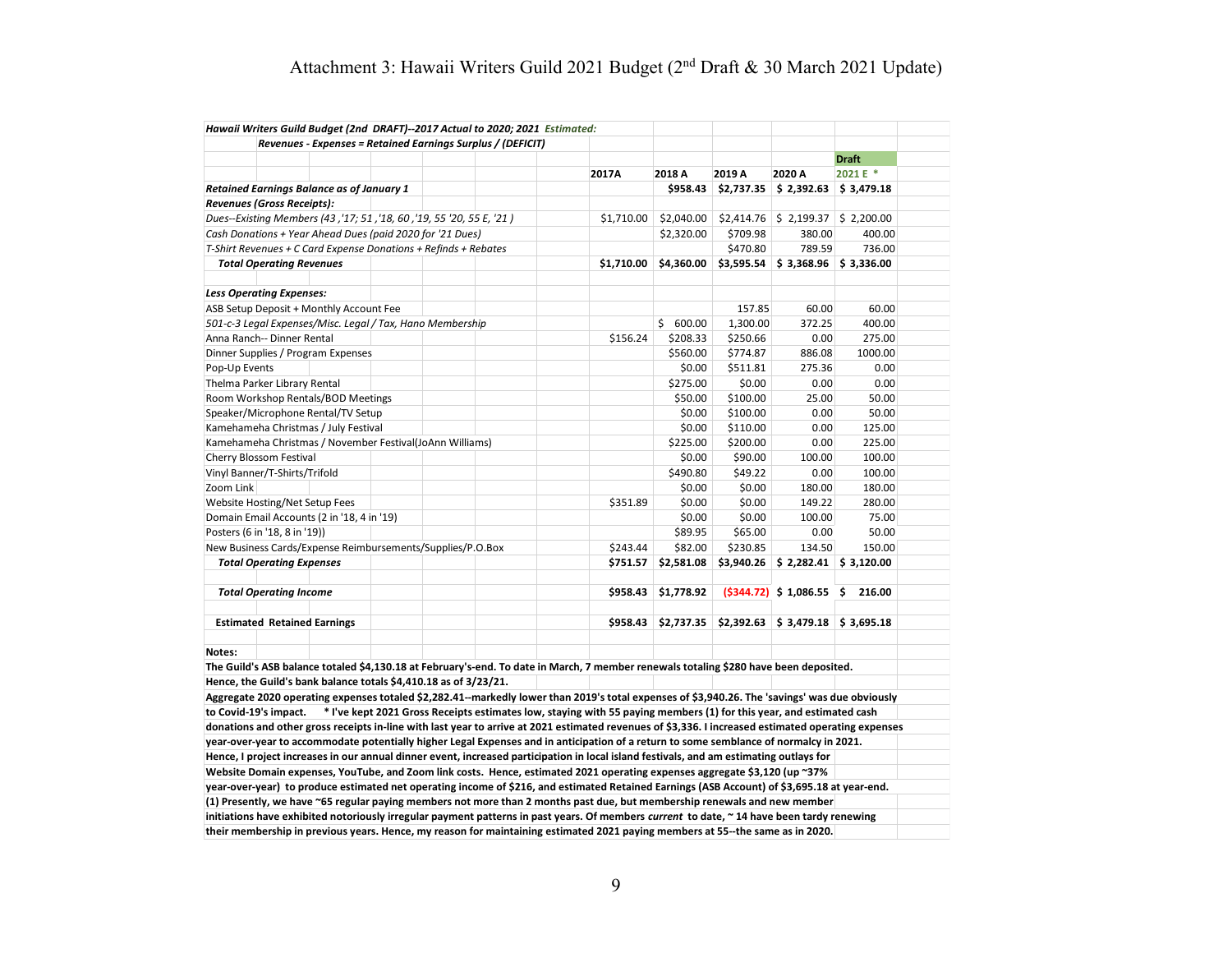# Attachment 3: Hawaii Writers Guild 2021 Budget (2nd Draft & 30 March 2021 Update)

| *Hawaii Writers Guild Budget (2nd DRAFT)--2017 Actual to 2020; 2021 Estimated:* | | | | | |
|---|---|---|---|---|---|
| ***Revenues - Expenses = Retained Earnings Surplus / (DEFICIT)*** | | | | | |
| | | | | | **Draft** |
| | **2017A** | **2018 A** | **2019 A** | **2020 A** | **2021 E \*** |
| ***Retained Earnings Balance as of January 1*** | | **$958.43** | **$2,737.35** | **$ 2,392.63** | **$ 3,479.18** |
| ***Revenues (Gross Receipts):*** | | | | | |
| *Dues--Existing Members (43 ,'17; 51 ,'18, 60 ,'19, 55 '20, 55 E, '21 )* | $1,710.00 | $2,040.00 | $2,414.76 | $ 2,199.37 | $ 2,200.00 |
| *Cash Donations + Year Ahead Dues (paid 2020 for '21 Dues)* | | $2,320.00 | $709.98 | 380.00 | 400.00 |
| *T-Shirt Revenues + C Card Expense Donations + Refinds + Rebates* | | | $470.80 | 789.59 | 736.00 |
| ***Total Operating Revenues*** | **$1,710.00** | **$4,360.00** | **$3,595.54** | **$ 3,368.96** | **$ 3,336.00** |
| | | | | | |
| ***Less Operating Expenses:*** | | | | | |
| ASB Setup Deposit + Monthly Account Fee | | | 157.85 | 60.00 | 60.00 |
| *501-c-3 Legal Expenses/Misc. Legal / Tax, Hano Membership* | | $ 600.00 | 1,300.00 | 372.25 | 400.00 |
| Anna Ranch-- Dinner Rental | $156.24 | $208.33 | $250.66 | 0.00 | 275.00 |
| Dinner Supplies / Program Expenses | | $560.00 | $774.87 | 886.08 | 1000.00 |
| Pop-Up Events | | $0.00 | $511.81 | 275.36 | 0.00 |
| Thelma Parker Library Rental | | $275.00 | $0.00 | 0.00 | 0.00 |
| Room Workshop Rentals/BOD Meetings | | $50.00 | $100.00 | 25.00 | 50.00 |
| Speaker/Microphone Rental/TV Setup | | $0.00 | $100.00 | 0.00 | 50.00 |
| Kamehameha Christmas / July Festival | | $0.00 | $110.00 | 0.00 | 125.00 |
| Kamehameha Christmas / November Festival(JoAnn Williams) | | $225.00 | $200.00 | 0.00 | 225.00 |
| Cherry Blossom Festival | | $0.00 | $90.00 | 100.00 | 100.00 |
| Vinyl Banner/T-Shirts/Trifold | | $490.80 | $49.22 | 0.00 | 100.00 |
| Zoom Link | | $0.00 | $0.00 | 180.00 | 180.00 |
| Website Hosting/Net Setup Fees | $351.89 | $0.00 | $0.00 | 149.22 | 280.00 |
| Domain Email Accounts (2 in '18, 4 in '19) | | $0.00 | $0.00 | 100.00 | 75.00 |
| Posters (6 in '18, 8 in '19)) | | $89.95 | $65.00 | 0.00 | 50.00 |
| New Business Cards/Expense Reimbursements/Supplies/P.O.Box | $243.44 | $82.00 | $230.85 | 134.50 | 150.00 |
| ***Total Operating Expenses*** | **$751.57** | **$2,581.08** | **$3,940.26** | **$ 2,282.41** | **$ 3,120.00** |
| | | | | | |
| ***Total Operating Income*** | **$958.43** | **$1,778.92** | **($344.72)** | **$ 1,086.55** | **$ 216.00** |
| | | | | | |
| **Estimated Retained Earnings** | **$958.43** | **$2,737.35** | **$2,392.63** | **$ 3,479.18** | **$ 3,695.18** |

**Notes:**

**The Guild's ASB balance totaled $4,130.18 at February's-end. To date in March, 7 member renewals totaling $280 have been deposited. Hence, the Guild's bank balance totals $4,410.18 as of 3/23/21.**

**Aggregate 2020 operating expenses totaled $2,282.41--markedly lower than 2019's total expenses of $3,940.26. The 'savings' was due obviously to Covid-19's impact. \* I've kept 2021 Gross Receipts estimates low, staying with 55 paying members (1) for this year, and estimated cash donations and other gross receipts in-line with last year to arrive at 2021 estimated revenues of $3,336. I increased estimated operating expenses year-over-year to accommodate potentially higher Legal Expenses and in anticipation of a return to some semblance of normalcy in 2021. Hence, I project increases in our annual dinner event, increased participation in local island festivals, and am estimating outlays for Website Domain expenses, YouTube, and Zoom link costs. Hence, estimated 2021 operating expenses aggregate $3,120 (up ~37% year-over-year) to produce estimated net operating income of $216, and estimated Retained Earnings (ASB Account) of $3,695.18 at year-end.**

**(1) Presently, we have ~65 regular paying members not more than 2 months past due, but membership renewals and new member initiations have exhibited notoriously irregular payment patterns in past years. Of members *current* to date, ~ 14 have been tardy renewing their membership in previous years. Hence, my reason for maintaining estimated 2021 paying members at 55--the same as in 2020.**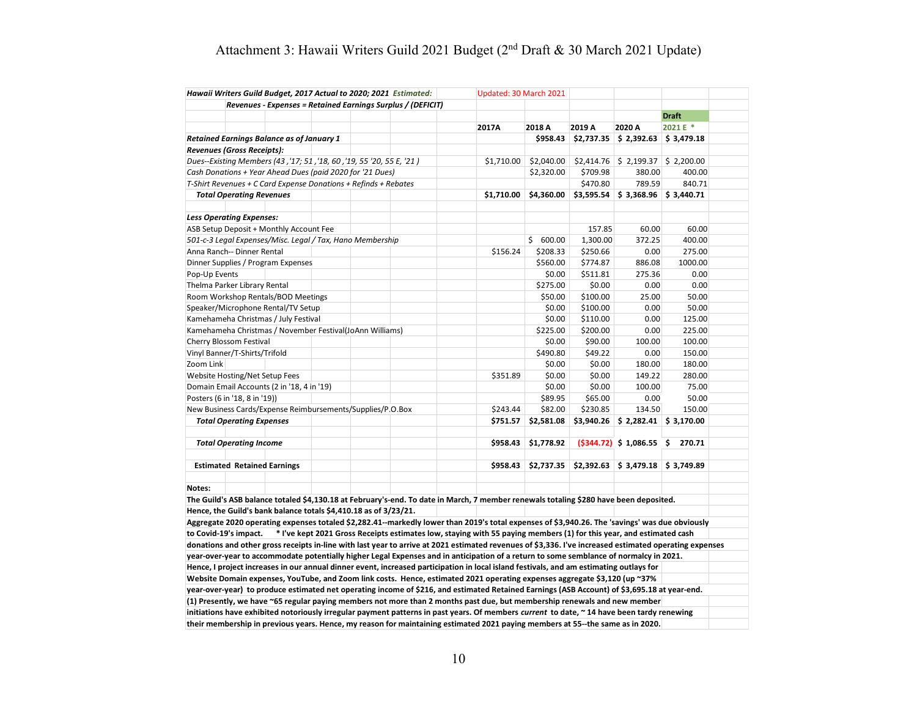# Attachment 3: Hawaii Writers Guild 2021 Budget (2nd Draft & 30 March 2021 Update)

| *Hawaii Writers Guild Budget, 2017 Actual to 2020; 2021 Estimated:* | Updated: 30 March 2021 | | | | |
|---|---|---|---|---|---|
| ***Revenues - Expenses = Retained Earnings Surplus / (DEFICIT)*** | | | | | |
| | | | | | **Draft** |
| | **2017A** | **2018 A** | **2019 A** | **2020 A** | **2021 E *** |
| ***Retained Earnings Balance as of January 1*** | | **$958.43** | **$2,737.35** | **$ 2,392.63** | **$ 3,479.18** |
| ***Revenues (Gross Receipts):*** | | | | | |
| *Dues--Existing Members (43 ,'17; 51 ,'18, 60 ,'19, 55 '20, 55 E, '21 )* | $1,710.00 | $2,040.00 | $2,414.76 | $ 2,199.37 | $ 2,200.00 |
| *Cash Donations + Year Ahead Dues (paid 2020 for '21 Dues)* | | $2,320.00 | $709.98 | 380.00 | 400.00 |
| *T-Shirt Revenues + C Card Expense Donations + Refinds + Rebates* | | | $470.80 | 789.59 | 840.71 |
| ***Total Operating Revenues*** | **$1,710.00** | **$4,360.00** | **$3,595.54** | **$ 3,368.96** | **$ 3,440.71** |
| | | | | | |
| ***Less Operating Expenses:*** | | | | | |
| ASB Setup Deposit + Monthly Account Fee | | | 157.85 | 60.00 | 60.00 |
| *501-c-3 Legal Expenses/Misc. Legal / Tax, Hano Membership* | | $ 600.00 | 1,300.00 | 372.25 | 400.00 |
| Anna Ranch-- Dinner Rental | $156.24 | $208.33 | $250.66 | 0.00 | 275.00 |
| Dinner Supplies / Program Expenses | | $560.00 | $774.87 | 886.08 | 1000.00 |
| Pop-Up Events | | $0.00 | $511.81 | 275.36 | 0.00 |
| Thelma Parker Library Rental | | $275.00 | $0.00 | 0.00 | 0.00 |
| Room Workshop Rentals/BOD Meetings | | $50.00 | $100.00 | 25.00 | 50.00 |
| Speaker/Microphone Rental/TV Setup | | $0.00 | $100.00 | 0.00 | 50.00 |
| Kamehameha Christmas / July Festival | | $0.00 | $110.00 | 0.00 | 125.00 |
| Kamehameha Christmas / November Festival(JoAnn Williams) | | $225.00 | $200.00 | 0.00 | 225.00 |
| Cherry Blossom Festival | | $0.00 | $90.00 | 100.00 | 100.00 |
| Vinyl Banner/T-Shirts/Trifold | | $490.80 | $49.22 | 0.00 | 150.00 |
| Zoom Link | | $0.00 | $0.00 | 180.00 | 180.00 |
| Website Hosting/Net Setup Fees | $351.89 | $0.00 | $0.00 | 149.22 | 280.00 |
| Domain Email Accounts (2 in '18, 4 in '19) | | $0.00 | $0.00 | 100.00 | 75.00 |
| Posters (6 in '18, 8 in '19)) | | $89.95 | $65.00 | 0.00 | 50.00 |
| New Business Cards/Expense Reimbursements/Supplies/P.O.Box | $243.44 | $82.00 | $230.85 | 134.50 | 150.00 |
| ***Total Operating Expenses*** | **$751.57** | **$2,581.08** | **$3,940.26** | **$ 2,282.41** | **$ 3,170.00** |
| | | | | | |
| ***Total Operating Income*** | **$958.43** | **$1,778.92** | **($344.72)** | **$ 1,086.55** | **$ 270.71** |
| | | | | | |
| **Estimated Retained Earnings** | **$958.43** | **$2,737.35** | **$2,392.63** | **$ 3,479.18** | **$ 3,749.89** |

**Notes:**

**The Guild's ASB balance totaled $4,130.18 at February's-end. To date in March, 7 member renewals totaling $280 have been deposited. Hence, the Guild's bank balance totals $4,410.18 as of 3/23/21.**

**Aggregate 2020 operating expenses totaled $2,282.41--markedly lower than 2019's total expenses of $3,940.26. The 'savings' was due obviously to Covid-19's impact. * I've kept 2021 Gross Receipts estimates low, staying with 55 paying members (1) for this year, and estimated cash donations and other gross receipts in-line with last year to arrive at 2021 estimated revenues of $3,336. I've increased estimated operating expenses year-over-year to accommodate potentially higher Legal Expenses and in anticipation of a return to some semblance of normalcy in 2021. Hence, I project increases in our annual dinner event, increased participation in local island festivals, and am estimating outlays for Website Domain expenses, YouTube, and Zoom link costs. Hence, estimated 2021 operating expenses aggregate $3,120 (up ~37% year-over-year) to produce estimated net operating income of $216, and estimated Retained Earnings (ASB Account) of $3,695.18 at year-end.**

**(1) Presently, we have ~65 regular paying members not more than 2 months past due, but member renewals and new member initiations have exhibited notoriously irregular payment patterns in past years. Of members *current* to date, ~ 14 have been tardy renewing their membership in previous years. Hence, my reason for maintaining estimated 2021 paying members at 55--the same as in 2020.**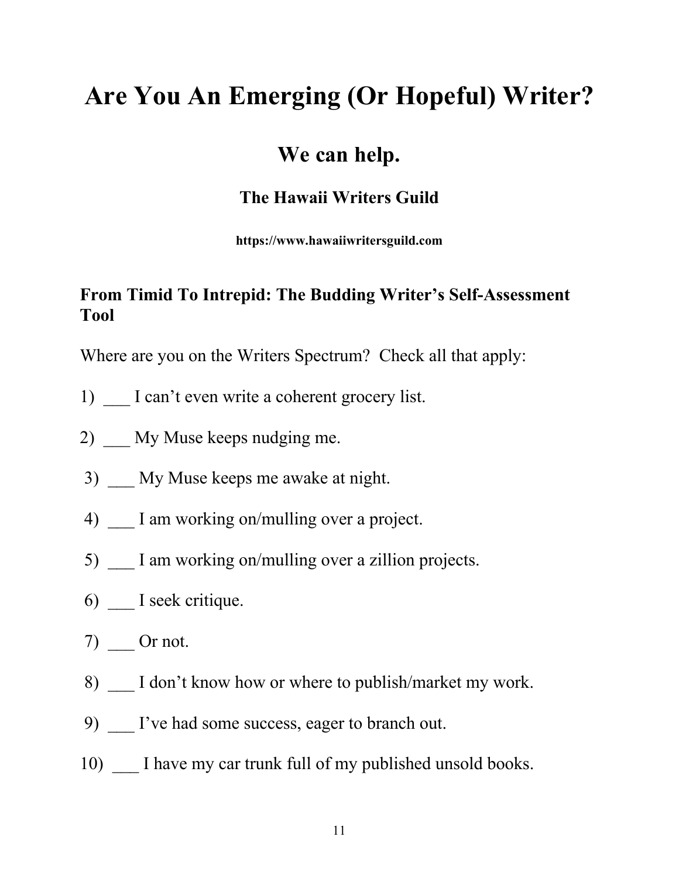# Are You An Emerging (Or Hopeful) Writer?

## We can help.

### The Hawaii Writers Guild

**https://www.hawaiiwritersguild.com**

### From Timid To Intrepid: The Budding Writer's Self-Assessment Tool

Where are you on the Writers Spectrum? Check all that apply:

1) ___ I can't even write a coherent grocery list.

2) ___ My Muse keeps nudging me.

3) ___ My Muse keeps me awake at night.

4) ___ I am working on/mulling over a project.

5) ___ I am working on/mulling over a zillion projects.

6) ___ I seek critique.

7) ___ Or not.

8) ___ I don't know how or where to publish/market my work.

9) ___ I've had some success, eager to branch out.

10) ___ I have my car trunk full of my published unsold books.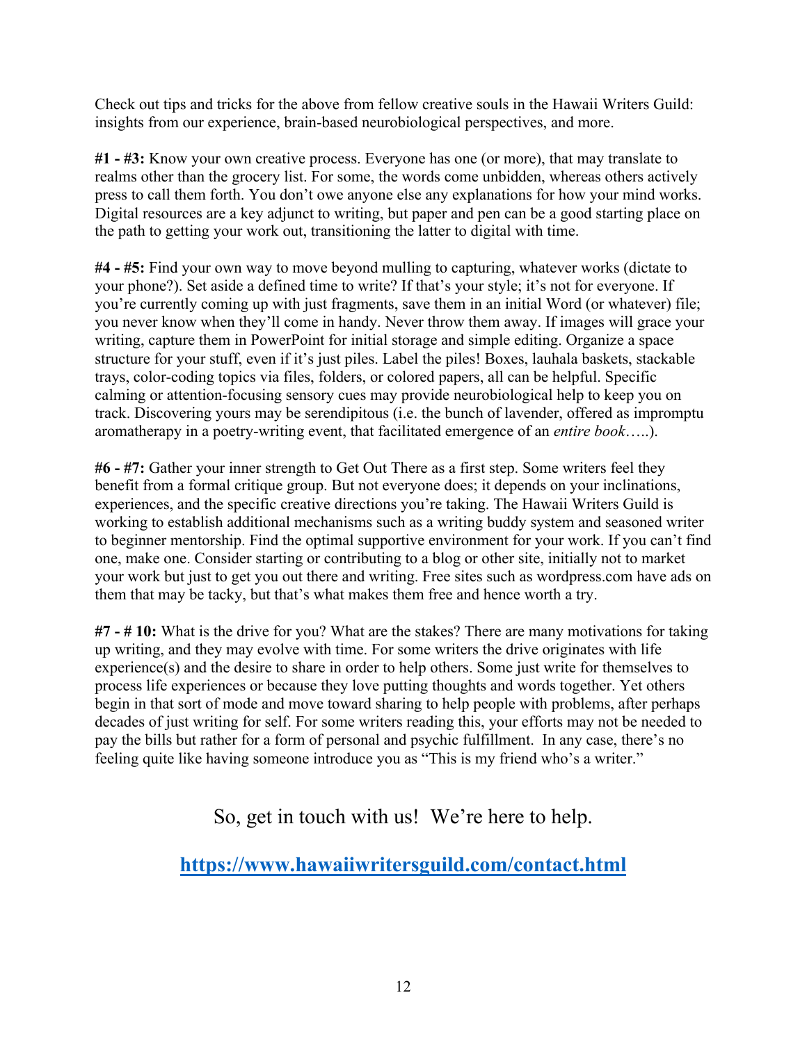Check out tips and tricks for the above from fellow creative souls in the Hawaii Writers Guild: insights from our experience, brain-based neurobiological perspectives, and more.

**#1 - #3:** Know your own creative process. Everyone has one (or more), that may translate to realms other than the grocery list. For some, the words come unbidden, whereas others actively press to call them forth. You don't owe anyone else any explanations for how your mind works. Digital resources are a key adjunct to writing, but paper and pen can be a good starting place on the path to getting your work out, transitioning the latter to digital with time.

**#4 - #5:** Find your own way to move beyond mulling to capturing, whatever works (dictate to your phone?). Set aside a defined time to write? If that's your style; it's not for everyone. If you're currently coming up with just fragments, save them in an initial Word (or whatever) file; you never know when they'll come in handy. Never throw them away. If images will grace your writing, capture them in PowerPoint for initial storage and simple editing. Organize a space structure for your stuff, even if it's just piles. Label the piles! Boxes, lauhala baskets, stackable trays, color-coding topics via files, folders, or colored papers, all can be helpful. Specific calming or attention-focusing sensory cues may provide neurobiological help to keep you on track. Discovering yours may be serendipitous (i.e. the bunch of lavender, offered as impromptu aromatherapy in a poetry-writing event, that facilitated emergence of an *entire book*…..).

**#6 - #7:** Gather your inner strength to Get Out There as a first step. Some writers feel they benefit from a formal critique group. But not everyone does; it depends on your inclinations, experiences, and the specific creative directions you're taking. The Hawaii Writers Guild is working to establish additional mechanisms such as a writing buddy system and seasoned writer to beginner mentorship. Find the optimal supportive environment for your work. If you can't find one, make one. Consider starting or contributing to a blog or other site, initially not to market your work but just to get you out there and writing. Free sites such as wordpress.com have ads on them that may be tacky, but that's what makes them free and hence worth a try.

**#7 - # 10:** What is the drive for you? What are the stakes? There are many motivations for taking up writing, and they may evolve with time. For some writers the drive originates with life experience(s) and the desire to share in order to help others. Some just write for themselves to process life experiences or because they love putting thoughts and words together. Yet others begin in that sort of mode and move toward sharing to help people with problems, after perhaps decades of just writing for self. For some writers reading this, your efforts may not be needed to pay the bills but rather for a form of personal and psychic fulfillment. In any case, there's no feeling quite like having someone introduce you as "This is my friend who's a writer."

So, get in touch with us! We're here to help.

**https://www.hawaiiwritersguild.com/contact.html**